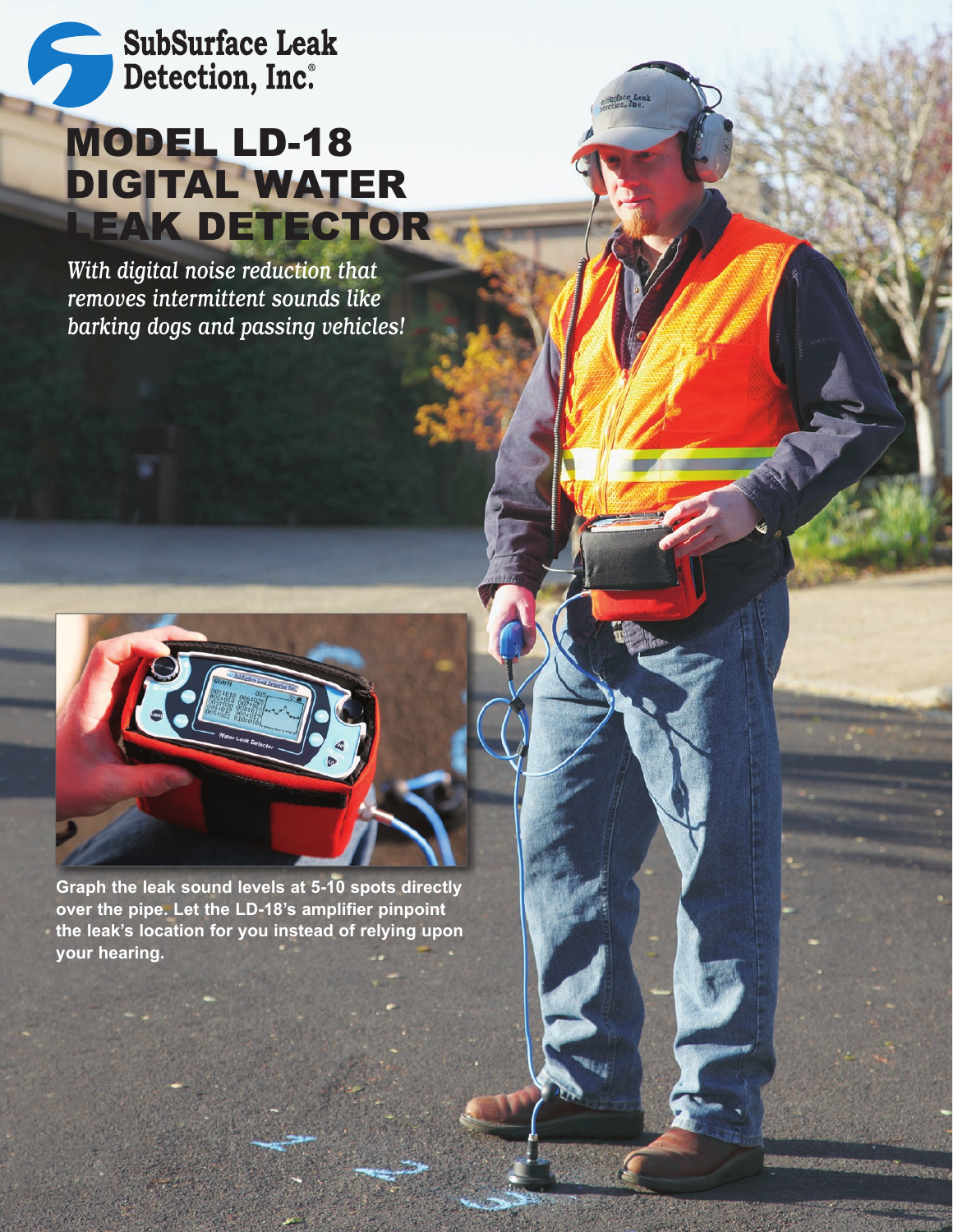SubSurface Leak Detection, Inc.®

# MODEL LD-18 DIGITAL WATER LEAK DETECTOR

*With digital noise reduction that removes intermittent sounds like barking dogs and passing vehicles!*

**Graph the leak sound levels at 5-10 spots directly over the pipe. Let the LD-18's amplifier pinpoint the leak's location for you instead of relying upon your hearing.**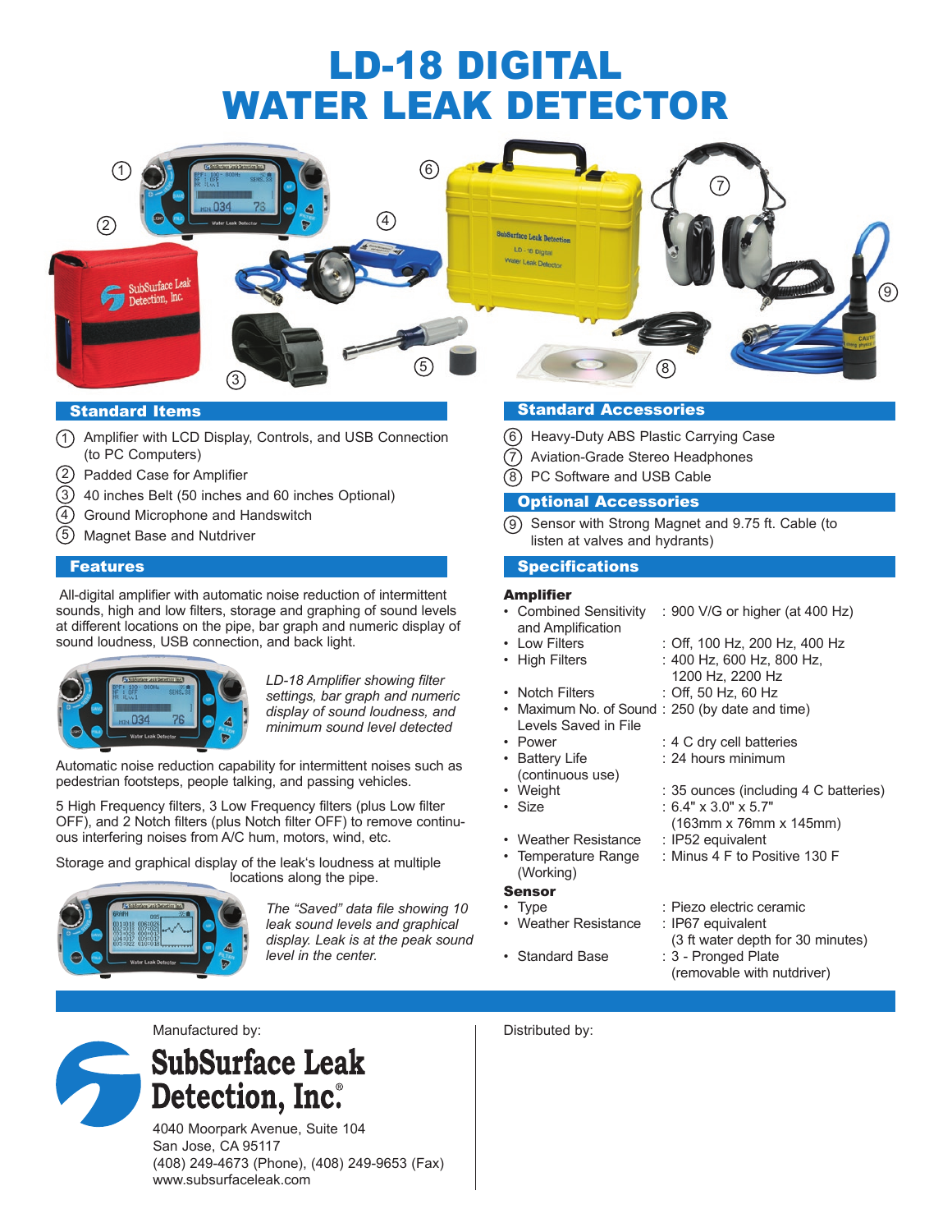# LD-18 DIGITAL WATER LEAK DETECTOR

## Standard Items

1. Amplifier with LCD Display, Controls, and USB Connection (to PC Computers)
2. Padded Case for Amplifier
3. 40 inches Belt (50 inches and 60 inches Optional)
4. Ground Microphone and Handswitch
5. Magnet Base and Nutdriver

## Features

All-digital amplifier with automatic noise reduction of intermittent sounds, high and low filters, storage and graphing of sound levels at different locations on the pipe, bar graph and numeric display of sound loudness, USB connection, and back light.

*LD-18 Amplifier showing filter settings, bar graph and numeric display of sound loudness, and minimum sound level detected*

Automatic noise reduction capability for intermittent noises such as pedestrian footsteps, people talking, and passing vehicles.

5 High Frequency filters, 3 Low Frequency filters (plus Low filter OFF), and 2 Notch filters (plus Notch filter OFF) to remove continuous interfering noises from A/C hum, motors, wind, etc.

Storage and graphical display of the leak's loudness at multiple locations along the pipe.

*The "Saved" data file showing 10 leak sound levels and graphical display. Leak is at the peak sound level in the center.*

## Standard Accessories

6. Heavy-Duty ABS Plastic Carrying Case
7. Aviation-Grade Stereo Headphones
8. PC Software and USB Cable

## Optional Accessories

9. Sensor with Strong Magnet and 9.75 ft. Cable (to listen at valves and hydrants)

## Specifications

### Amplifier

| | |
|---|---|
| • Combined Sensitivity and Amplification | : 900 V/G or higher (at 400 Hz) |
| • Low Filters | : Off, 100 Hz, 200 Hz, 400 Hz |
| • High Filters | : 400 Hz, 600 Hz, 800 Hz, 1200 Hz, 2200 Hz |
| • Notch Filters | : Off, 50 Hz, 60 Hz |
| • Maximum No. of Sound Levels Saved in File | : 250 (by date and time) |
| • Power | : 4 C dry cell batteries |
| • Battery Life (continuous use) | : 24 hours minimum |
| • Weight | : 35 ounces (including 4 C batteries) |
| • Size | : 6.4" x 3.0" x 5.7" (163mm x 76mm x 145mm) |
| • Weather Resistance | : IP52 equivalent |
| • Temperature Range (Working) | : Minus 4 F to Positive 130 F |

### Sensor

| | |
|---|---|
| • Type | : Piezo electric ceramic |
| • Weather Resistance | : IP67 equivalent (3 ft water depth for 30 minutes) |
| • Standard Base | : 3 - Pronged Plate (removable with nutdriver) |

Manufactured by:

**SubSurface Leak Detection, Inc.®**
4040 Moorpark Avenue, Suite 104
San Jose, CA 95117
(408) 249-4673 (Phone), (408) 249-9653 (Fax)
www.subsurfaceleak.com

Distributed by: